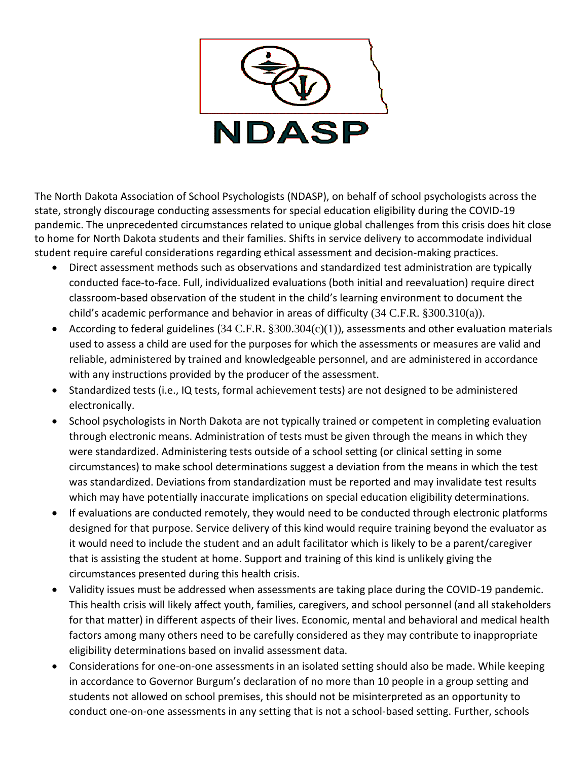NDASP

The North Dakota Association of School Psychologists (NDASP), on behalf of school psychologists across the state, strongly discourage conducting assessments for special education eligibility during the COVID-19 pandemic. The unprecedented circumstances related to unique global challenges from this crisis does hit close to home for North Dakota students and their families. Shifts in service delivery to accommodate individual student require careful considerations regarding ethical assessment and decision-making practices.

- Direct assessment methods such as observations and standardized test administration are typically conducted face-to-face. Full, individualized evaluations (both initial and reevaluation) require direct classroom-based observation of the student in the child's learning environment to document the child's academic performance and behavior in areas of difficulty (34 C.F.R. §300.310(a)).
- According to federal guidelines (34 C.F.R. §300.304(c)(1)), assessments and other evaluation materials used to assess a child are used for the purposes for which the assessments or measures are valid and reliable, administered by trained and knowledgeable personnel, and are administered in accordance with any instructions provided by the producer of the assessment.
- Standardized tests (i.e., IQ tests, formal achievement tests) are not designed to be administered electronically.
- School psychologists in North Dakota are not typically trained or competent in completing evaluation through electronic means. Administration of tests must be given through the means in which they were standardized. Administering tests outside of a school setting (or clinical setting in some circumstances) to make school determinations suggest a deviation from the means in which the test was standardized. Deviations from standardization must be reported and may invalidate test results which may have potentially inaccurate implications on special education eligibility determinations.
- If evaluations are conducted remotely, they would need to be conducted through electronic platforms designed for that purpose. Service delivery of this kind would require training beyond the evaluator as it would need to include the student and an adult facilitator which is likely to be a parent/caregiver that is assisting the student at home. Support and training of this kind is unlikely giving the circumstances presented during this health crisis.
- Validity issues must be addressed when assessments are taking place during the COVID-19 pandemic. This health crisis will likely affect youth, families, caregivers, and school personnel (and all stakeholders for that matter) in different aspects of their lives. Economic, mental and behavioral and medical health factors among many others need to be carefully considered as they may contribute to inappropriate eligibility determinations based on invalid assessment data.
- Considerations for one-on-one assessments in an isolated setting should also be made. While keeping in accordance to Governor Burgum's declaration of no more than 10 people in a group setting and students not allowed on school premises, this should not be misinterpreted as an opportunity to conduct one-on-one assessments in any setting that is not a school-based setting. Further, schools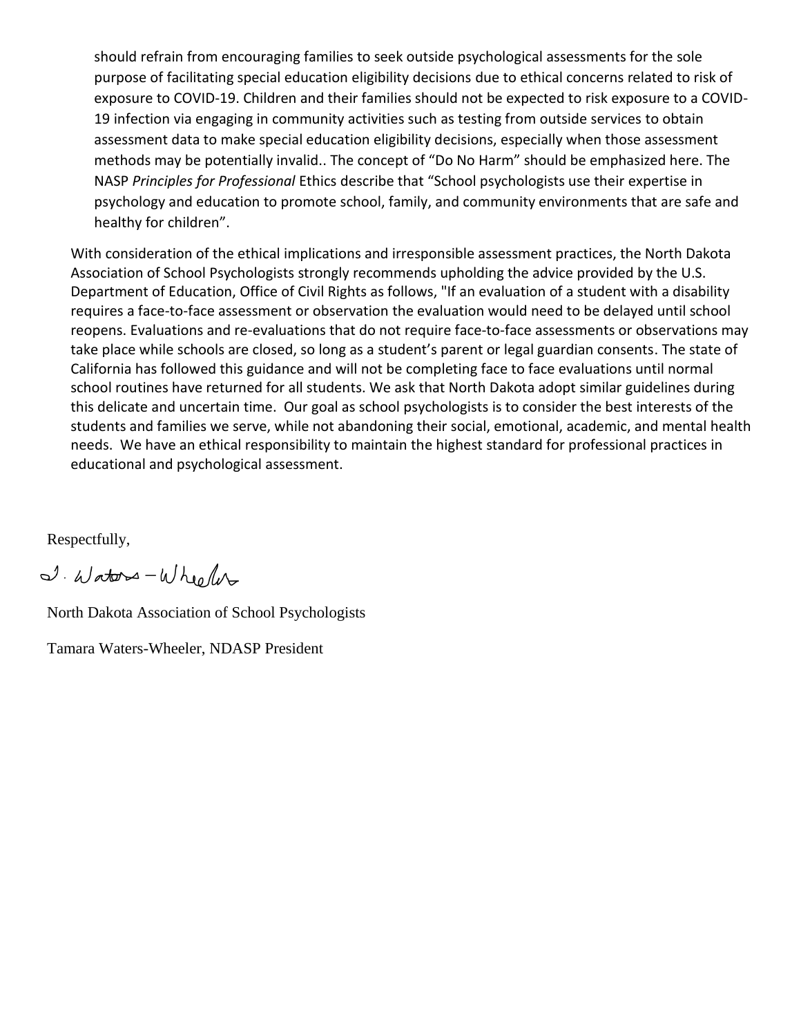should refrain from encouraging families to seek outside psychological assessments for the sole purpose of facilitating special education eligibility decisions due to ethical concerns related to risk of exposure to COVID-19. Children and their families should not be expected to risk exposure to a COVID-19 infection via engaging in community activities such as testing from outside services to obtain assessment data to make special education eligibility decisions, especially when those assessment methods may be potentially invalid.. The concept of "Do No Harm" should be emphasized here. The NASP *Principles for Professional* Ethics describe that "School psychologists use their expertise in psychology and education to promote school, family, and community environments that are safe and healthy for children".

With consideration of the ethical implications and irresponsible assessment practices, the North Dakota Association of School Psychologists strongly recommends upholding the advice provided by the U.S. Department of Education, Office of Civil Rights as follows, "If an evaluation of a student with a disability requires a face-to-face assessment or observation the evaluation would need to be delayed until school reopens. Evaluations and re-evaluations that do not require face-to-face assessments or observations may take place while schools are closed, so long as a student's parent or legal guardian consents. The state of California has followed this guidance and will not be completing face to face evaluations until normal school routines have returned for all students. We ask that North Dakota adopt similar guidelines during this delicate and uncertain time. Our goal as school psychologists is to consider the best interests of the students and families we serve, while not abandoning their social, emotional, academic, and mental health needs. We have an ethical responsibility to maintain the highest standard for professional practices in educational and psychological assessment.

Respectfully,

T. Waters-Wheeler

North Dakota Association of School Psychologists

Tamara Waters-Wheeler, NDASP President